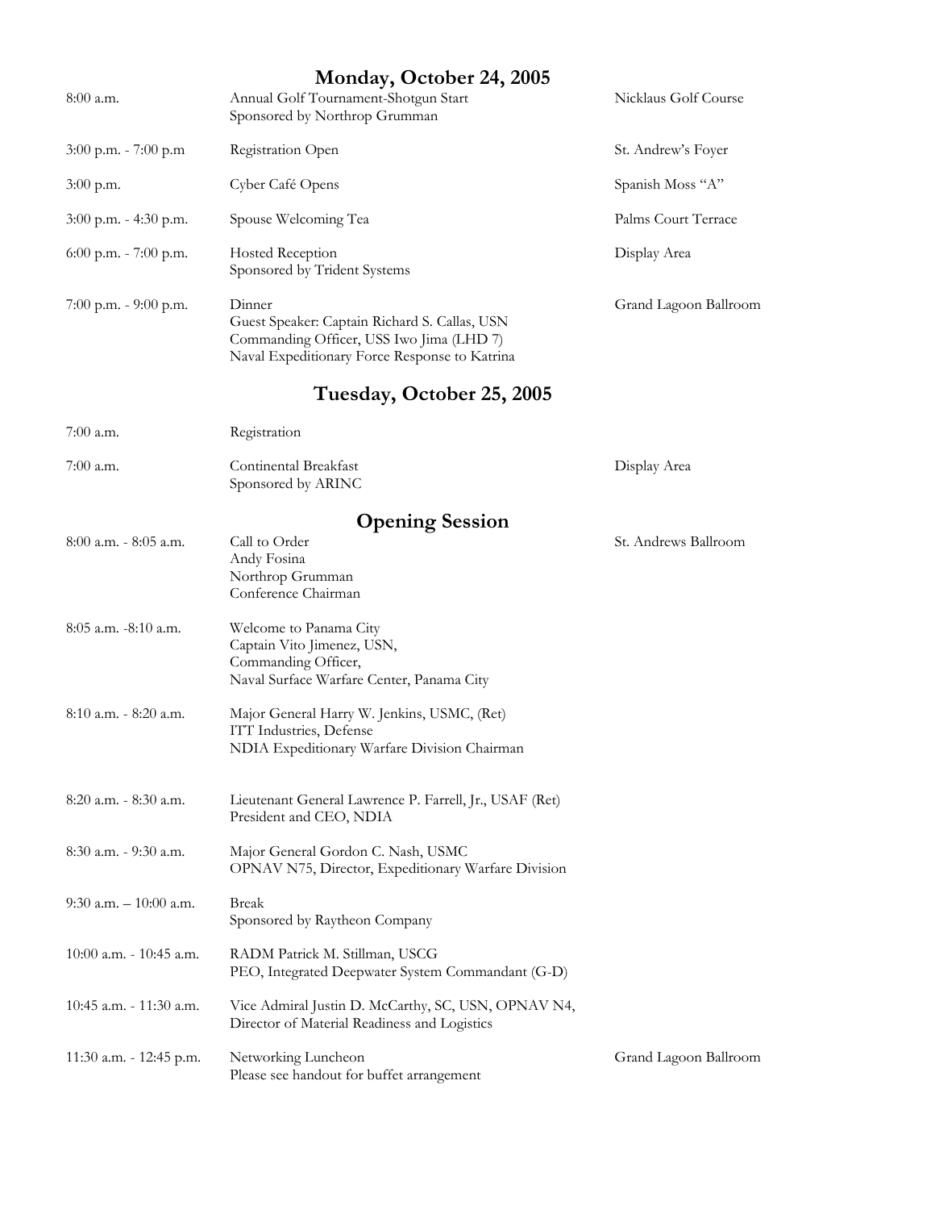## Monday, October 24, 2005

| Time | Event | Location |
|---|---|---|
| 8:00 a.m. | Annual Golf Tournament-Shotgun Start<br>Sponsored by Northrop Grumman | Nicklaus Golf Course |
| 3:00 p.m. - 7:00 p.m | Registration Open | St. Andrew's Foyer |
| 3:00 p.m. | Cyber Café Opens | Spanish Moss "A" |
| 3:00 p.m. - 4:30 p.m. | Spouse Welcoming Tea | Palms Court Terrace |
| 6:00 p.m. - 7:00 p.m. | Hosted Reception<br>Sponsored by Trident Systems | Display Area |
| 7:00 p.m. - 9:00 p.m. | Dinner<br>Guest Speaker: Captain Richard S. Callas, USN<br>Commanding Officer, USS Iwo Jima (LHD 7)<br>Naval Expeditionary Force Response to Katrina | Grand Lagoon Ballroom |

## Tuesday, October 25, 2005

| Time | Event | Location |
|---|---|---|
| 7:00 a.m. | Registration | |
| 7:00 a.m. | Continental Breakfast<br>Sponsored by ARINC | Display Area |

### Opening Session

| Time | Event | Location |
|---|---|---|
| 8:00 a.m. - 8:05 a.m. | Call to Order<br>Andy Fosina<br>Northrop Grumman<br>Conference Chairman | St. Andrews Ballroom |
| 8:05 a.m. -8:10 a.m. | Welcome to Panama City<br>Captain Vito Jimenez, USN,<br>Commanding Officer,<br>Naval Surface Warfare Center, Panama City | |
| 8:10 a.m. - 8:20 a.m. | Major General Harry W. Jenkins, USMC, (Ret)<br>ITT Industries, Defense<br>NDIA Expeditionary Warfare Division Chairman | |
| 8:20 a.m. - 8:30 a.m. | Lieutenant General Lawrence P. Farrell, Jr., USAF (Ret)<br>President and CEO, NDIA | |
| 8:30 a.m. - 9:30 a.m. | Major General Gordon C. Nash, USMC<br>OPNAV N75, Director, Expeditionary Warfare Division | |
| 9:30 a.m. – 10:00 a.m. | Break<br>Sponsored by Raytheon Company | |
| 10:00 a.m. - 10:45 a.m. | RADM Patrick M. Stillman, USCG<br>PEO, Integrated Deepwater System Commandant (G-D) | |
| 10:45 a.m. - 11:30 a.m. | Vice Admiral Justin D. McCarthy, SC, USN, OPNAV N4,<br>Director of Material Readiness and Logistics | |
| 11:30 a.m. - 12:45 p.m. | Networking Luncheon<br>Please see handout for buffet arrangement | Grand Lagoon Ballroom |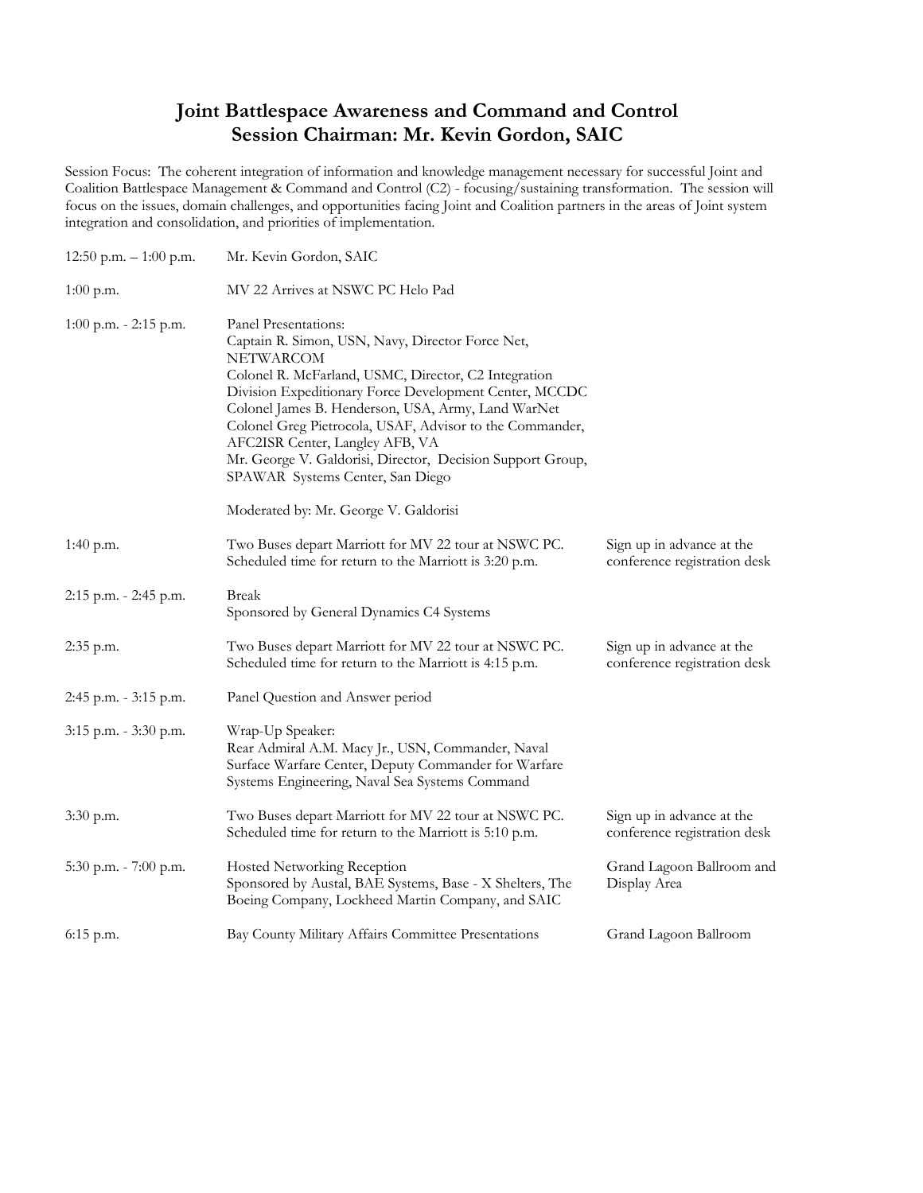# Joint Battlespace Awareness and Command and Control
## Session Chairman: Mr. Kevin Gordon, SAIC

Session Focus: The coherent integration of information and knowledge management necessary for successful Joint and Coalition Battlespace Management & Command and Control (C2) - focusing/sustaining transformation. The session will focus on the issues, domain challenges, and opportunities facing Joint and Coalition partners in the areas of Joint system integration and consolidation, and priorities of implementation.

| Time | Event | Location/Notes |
|---|---|---|
| 12:50 p.m. – 1:00 p.m. | Mr. Kevin Gordon, SAIC | |
| 1:00 p.m. | MV 22 Arrives at NSWC PC Helo Pad | |
| 1:00 p.m. - 2:15 p.m. | Panel Presentations:<br>Captain R. Simon, USN, Navy, Director Force Net, NETWARCOM<br>Colonel R. McFarland, USMC, Director, C2 Integration Division Expeditionary Force Development Center, MCCDC<br>Colonel James B. Henderson, USA, Army, Land WarNet<br>Colonel Greg Pietrocola, USAF, Advisor to the Commander, AFC2ISR Center, Langley AFB, VA<br>Mr. George V. Galdorisi, Director, Decision Support Group, SPAWAR Systems Center, San Diego<br><br>Moderated by: Mr. George V. Galdorisi | |
| 1:40 p.m. | Two Buses depart Marriott for MV 22 tour at NSWC PC. Scheduled time for return to the Marriott is 3:20 p.m. | Sign up in advance at the conference registration desk |
| 2:15 p.m. - 2:45 p.m. | Break<br>Sponsored by General Dynamics C4 Systems | |
| 2:35 p.m. | Two Buses depart Marriott for MV 22 tour at NSWC PC. Scheduled time for return to the Marriott is 4:15 p.m. | Sign up in advance at the conference registration desk |
| 2:45 p.m. - 3:15 p.m. | Panel Question and Answer period | |
| 3:15 p.m. - 3:30 p.m. | Wrap-Up Speaker:<br>Rear Admiral A.M. Macy Jr., USN, Commander, Naval Surface Warfare Center, Deputy Commander for Warfare Systems Engineering, Naval Sea Systems Command | |
| 3:30 p.m. | Two Buses depart Marriott for MV 22 tour at NSWC PC. Scheduled time for return to the Marriott is 5:10 p.m. | Sign up in advance at the conference registration desk |
| 5:30 p.m. - 7:00 p.m. | Hosted Networking Reception<br>Sponsored by Austal, BAE Systems, Base - X Shelters, The Boeing Company, Lockheed Martin Company, and SAIC | Grand Lagoon Ballroom and Display Area |
| 6:15 p.m. | Bay County Military Affairs Committee Presentations | Grand Lagoon Ballroom |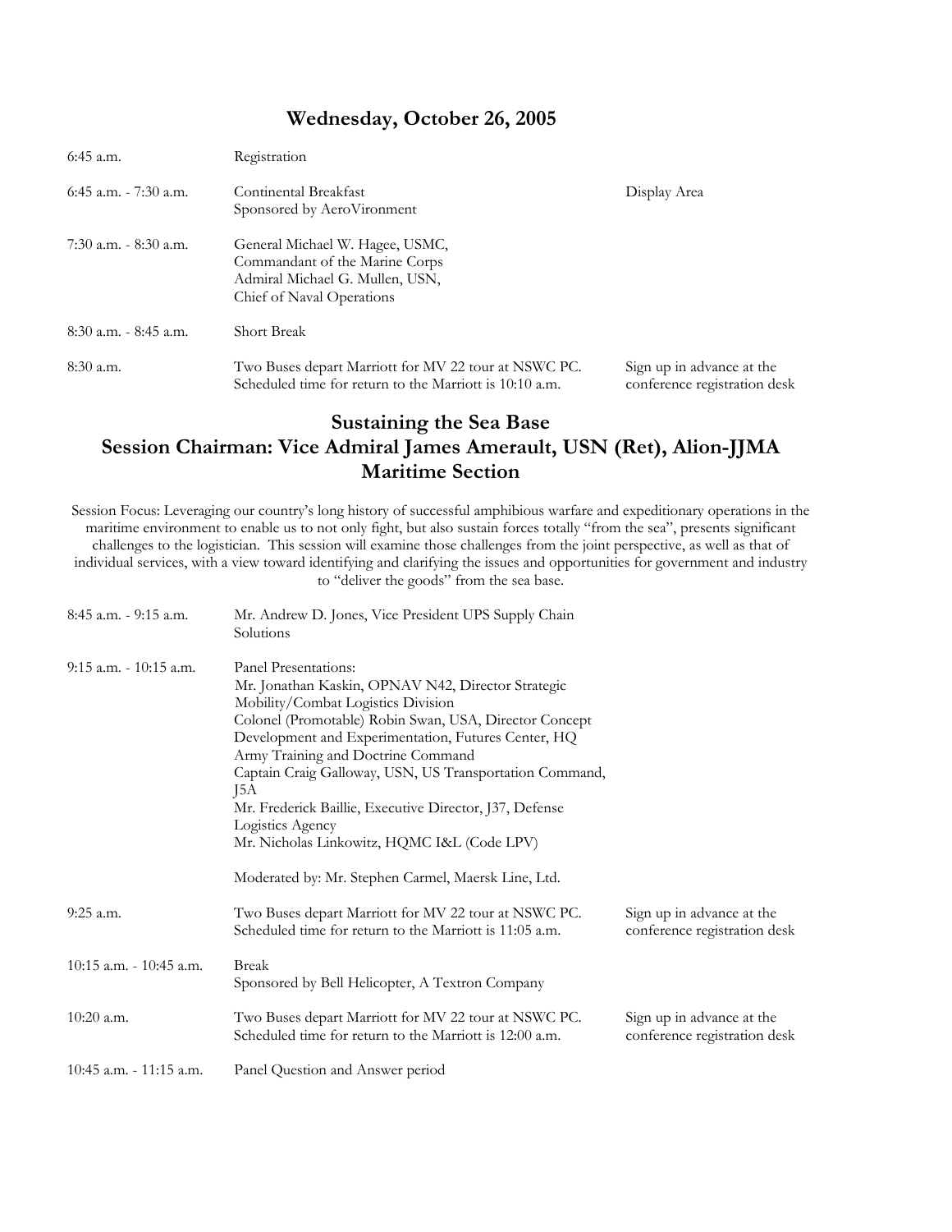## Wednesday, October 26, 2005

| | | |
|---|---|---|
| 6:45 a.m. | Registration | |
| 6:45 a.m. - 7:30 a.m. | Continental Breakfast<br>Sponsored by AeroVironment | Display Area |
| 7:30 a.m. - 8:30 a.m. | General Michael W. Hagee, USMC,<br>Commandant of the Marine Corps<br>Admiral Michael G. Mullen, USN,<br>Chief of Naval Operations | |
| 8:30 a.m. - 8:45 a.m. | Short Break | |
| 8:30 a.m. | Two Buses depart Marriott for MV 22 tour at NSWC PC.<br>Scheduled time for return to the Marriott is 10:10 a.m. | Sign up in advance at the conference registration desk |

## Sustaining the Sea Base
## Session Chairman: Vice Admiral James Amerault, USN (Ret), Alion-JJMA
## Maritime Section

Session Focus: Leveraging our country's long history of successful amphibious warfare and expeditionary operations in the maritime environment to enable us to not only fight, but also sustain forces totally "from the sea", presents significant challenges to the logistician. This session will examine those challenges from the joint perspective, as well as that of individual services, with a view toward identifying and clarifying the issues and opportunities for government and industry to "deliver the goods" from the sea base.

| | | |
|---|---|---|
| 8:45 a.m. - 9:15 a.m. | Mr. Andrew D. Jones, Vice President UPS Supply Chain Solutions | |
| 9:15 a.m. - 10:15 a.m. | Panel Presentations:<br>Mr. Jonathan Kaskin, OPNAV N42, Director Strategic Mobility/Combat Logistics Division<br>Colonel (Promotable) Robin Swan, USA, Director Concept Development and Experimentation, Futures Center, HQ Army Training and Doctrine Command<br>Captain Craig Galloway, USN, US Transportation Command, J5A<br>Mr. Frederick Baillie, Executive Director, J37, Defense Logistics Agency<br>Mr. Nicholas Linkowitz, HQMC I&L (Code LPV)<br><br>Moderated by: Mr. Stephen Carmel, Maersk Line, Ltd. | |
| 9:25 a.m. | Two Buses depart Marriott for MV 22 tour at NSWC PC.<br>Scheduled time for return to the Marriott is 11:05 a.m. | Sign up in advance at the conference registration desk |
| 10:15 a.m. - 10:45 a.m. | Break<br>Sponsored by Bell Helicopter, A Textron Company | |
| 10:20 a.m. | Two Buses depart Marriott for MV 22 tour at NSWC PC.<br>Scheduled time for return to the Marriott is 12:00 a.m. | Sign up in advance at the conference registration desk |
| 10:45 a.m. - 11:15 a.m. | Panel Question and Answer period | |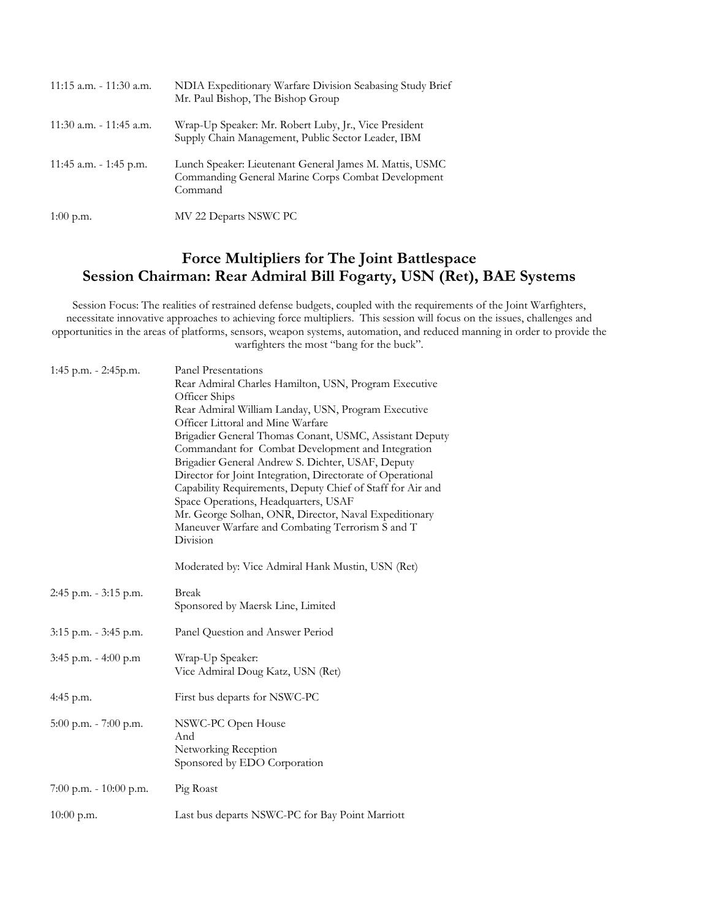| | |
|---|---|
| 11:15 a.m. - 11:30 a.m. | NDIA Expeditionary Warfare Division Seabasing Study Brief<br>Mr. Paul Bishop, The Bishop Group |
| 11:30 a.m. - 11:45 a.m. | Wrap-Up Speaker: Mr. Robert Luby, Jr., Vice President<br>Supply Chain Management, Public Sector Leader, IBM |
| 11:45 a.m. - 1:45 p.m. | Lunch Speaker: Lieutenant General James M. Mattis, USMC<br>Commanding General Marine Corps Combat Development Command |
| 1:00 p.m. | MV 22 Departs NSWC PC |

## Force Multipliers for The Joint Battlespace
## Session Chairman: Rear Admiral Bill Fogarty, USN (Ret), BAE Systems

Session Focus: The realities of restrained defense budgets, coupled with the requirements of the Joint Warfighters, necessitate innovative approaches to achieving force multipliers. This session will focus on the issues, challenges and opportunities in the areas of platforms, sensors, weapon systems, automation, and reduced manning in order to provide the warfighters the most "bang for the buck".

| | |
|---|---|
| 1:45 p.m. - 2:45p.m. | Panel Presentations<br>Rear Admiral Charles Hamilton, USN, Program Executive Officer Ships<br>Rear Admiral William Landay, USN, Program Executive Officer Littoral and Mine Warfare<br>Brigadier General Thomas Conant, USMC, Assistant Deputy Commandant for Combat Development and Integration<br>Brigadier General Andrew S. Dichter, USAF, Deputy Director for Joint Integration, Directorate of Operational Capability Requirements, Deputy Chief of Staff for Air and Space Operations, Headquarters, USAF<br>Mr. George Solhan, ONR, Director, Naval Expeditionary Maneuver Warfare and Combating Terrorism S and T Division<br><br>Moderated by: Vice Admiral Hank Mustin, USN (Ret) |
| 2:45 p.m. - 3:15 p.m. | Break<br>Sponsored by Maersk Line, Limited |
| 3:15 p.m. - 3:45 p.m. | Panel Question and Answer Period |
| 3:45 p.m. - 4:00 p.m | Wrap-Up Speaker:<br>Vice Admiral Doug Katz, USN (Ret) |
| 4:45 p.m. | First bus departs for NSWC-PC |
| 5:00 p.m. - 7:00 p.m. | NSWC-PC Open House<br>And<br>Networking Reception<br>Sponsored by EDO Corporation |
| 7:00 p.m. - 10:00 p.m. | Pig Roast |
| 10:00 p.m. | Last bus departs NSWC-PC for Bay Point Marriott |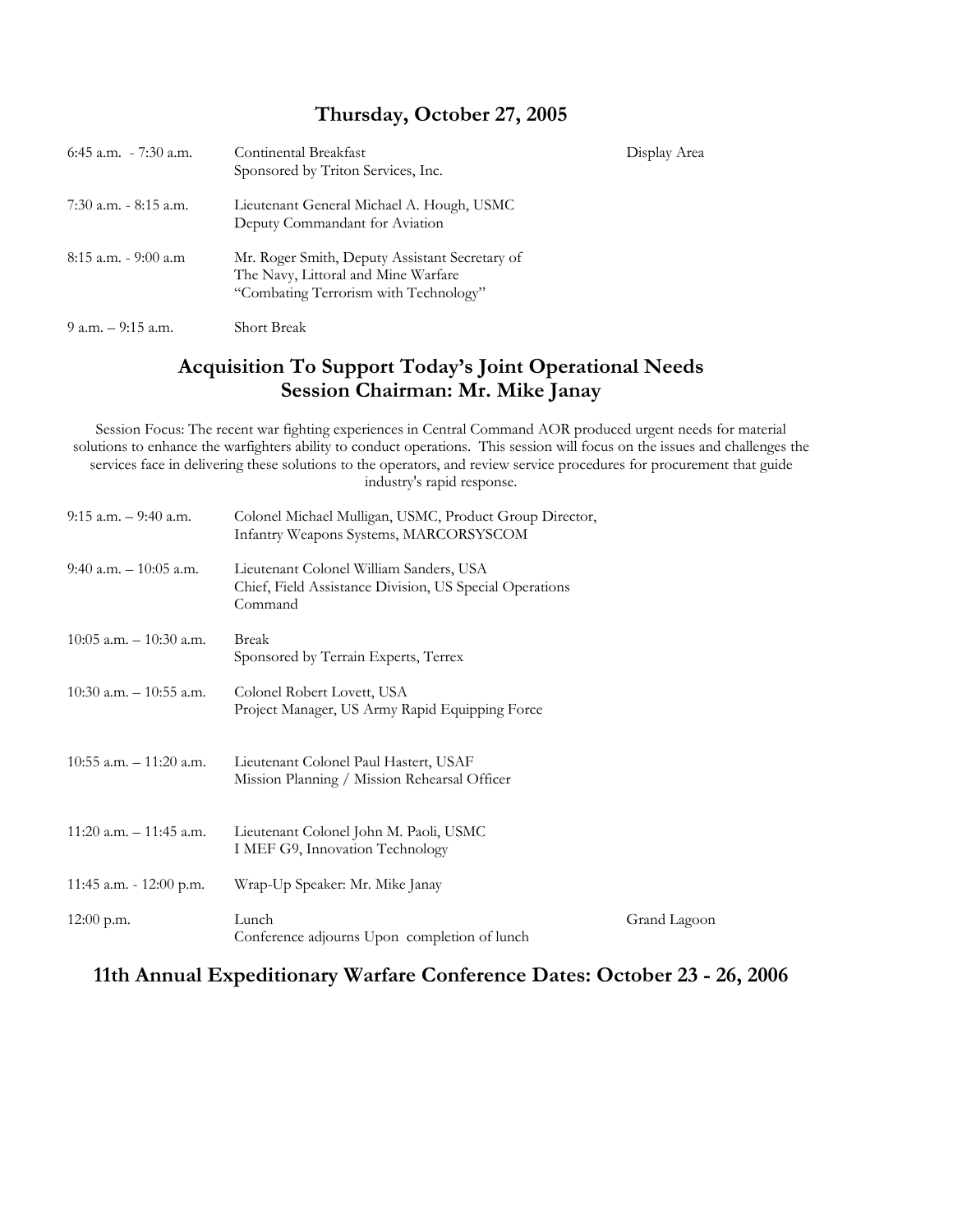## Thursday, October 27, 2005

| | | |
|---|---|---|
| 6:45 a.m. - 7:30 a.m. | Continental Breakfast<br>Sponsored by Triton Services, Inc. | Display Area |
| 7:30 a.m. - 8:15 a.m. | Lieutenant General Michael A. Hough, USMC<br>Deputy Commandant for Aviation | |
| 8:15 a.m. - 9:00 a.m | Mr. Roger Smith, Deputy Assistant Secretary of The Navy, Littoral and Mine Warfare<br>"Combating Terrorism with Technology" | |
| 9 a.m. – 9:15 a.m. | Short Break | |

## Acquisition To Support Today's Joint Operational Needs
## Session Chairman: Mr. Mike Janay

Session Focus: The recent war fighting experiences in Central Command AOR produced urgent needs for material solutions to enhance the warfighters ability to conduct operations. This session will focus on the issues and challenges the services face in delivering these solutions to the operators, and review service procedures for procurement that guide industry's rapid response.

| | | |
|---|---|---|
| 9:15 a.m. – 9:40 a.m. | Colonel Michael Mulligan, USMC, Product Group Director, Infantry Weapons Systems, MARCORSYSCOM | |
| 9:40 a.m. – 10:05 a.m. | Lieutenant Colonel William Sanders, USA<br>Chief, Field Assistance Division, US Special Operations Command | |
| 10:05 a.m. – 10:30 a.m. | Break<br>Sponsored by Terrain Experts, Terrex | |
| 10:30 a.m. – 10:55 a.m. | Colonel Robert Lovett, USA<br>Project Manager, US Army Rapid Equipping Force | |
| 10:55 a.m. – 11:20 a.m. | Lieutenant Colonel Paul Hastert, USAF<br>Mission Planning / Mission Rehearsal Officer | |
| 11:20 a.m. – 11:45 a.m. | Lieutenant Colonel John M. Paoli, USMC<br>I MEF G9, Innovation Technology | |
| 11:45 a.m. - 12:00 p.m. | Wrap-Up Speaker: Mr. Mike Janay | |
| 12:00 p.m. | Lunch<br>Conference adjourns Upon completion of lunch | Grand Lagoon |

## 11th Annual Expeditionary Warfare Conference Dates: October 23 - 26, 2006